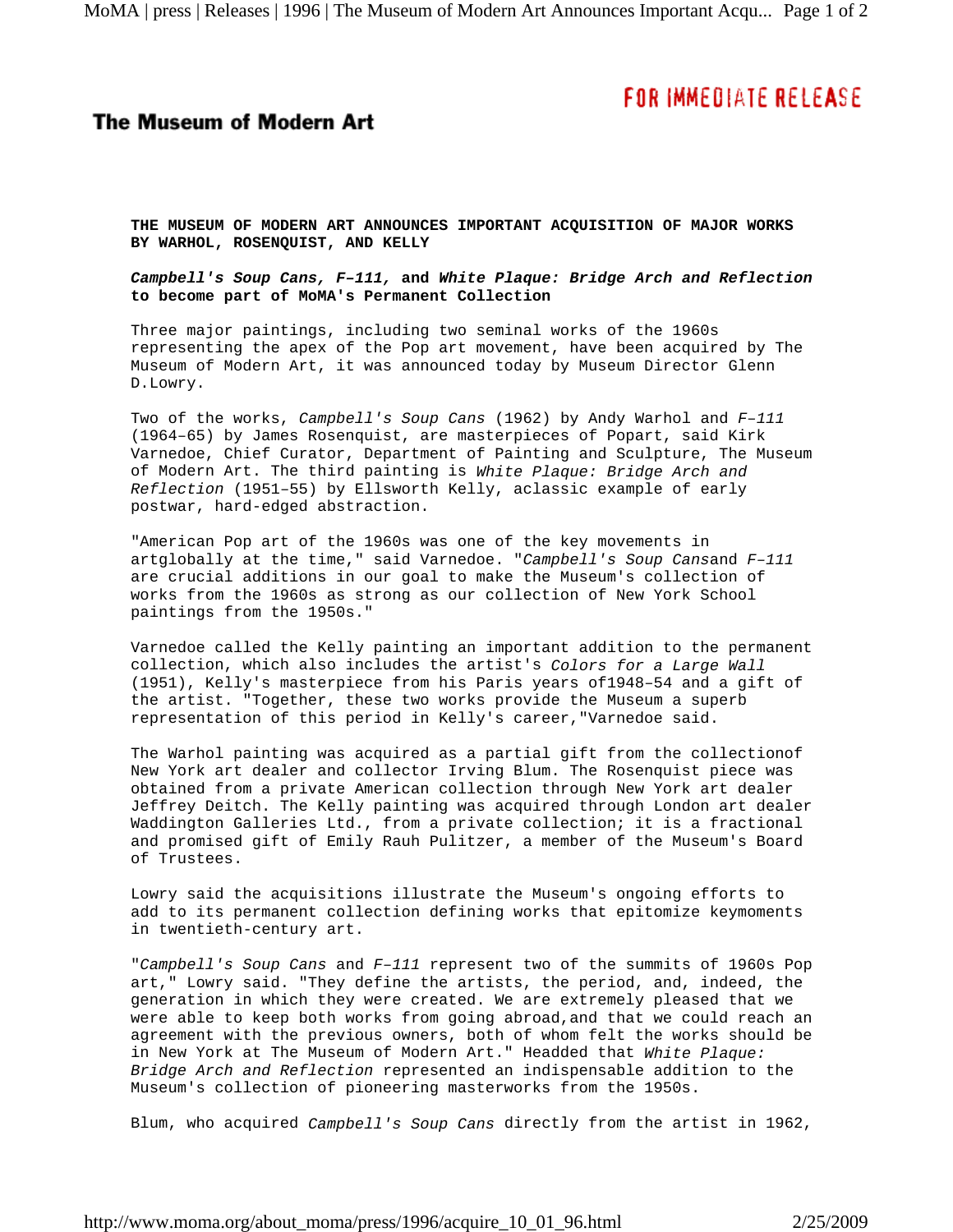**FOR IMMEDIATE RELEASE**

**The Museum of Modern Art**

**THE MUSEUM OF MODERN ART ANNOUNCES IMPORTANT ACQUISITION OF MAJOR WORKS BY WARHOL, ROSENQUIST, AND KELLY**

***Campbell's Soup Cans, F–111,* and *White Plaque: Bridge Arch and Reflection* to become part of MoMA's Permanent Collection**

Three major paintings, including two seminal works of the 1960s representing the apex of the Pop art movement, have been acquired by The Museum of Modern Art, it was announced today by Museum Director Glenn D.Lowry.

Two of the works, *Campbell's Soup Cans* (1962) by Andy Warhol and *F–111* (1964–65) by James Rosenquist, are masterpieces of Popart, said Kirk Varnedoe, Chief Curator, Department of Painting and Sculpture, The Museum of Modern Art. The third painting is *White Plaque: Bridge Arch and Reflection* (1951–55) by Ellsworth Kelly, aclassic example of early postwar, hard-edged abstraction.

"American Pop art of the 1960s was one of the key movements in artglobally at the time," said Varnedoe. "*Campbell's Soup Cans*and *F–111* are crucial additions in our goal to make the Museum's collection of works from the 1960s as strong as our collection of New York School paintings from the 1950s."

Varnedoe called the Kelly painting an important addition to the permanent collection, which also includes the artist's *Colors for a Large Wall* (1951), Kelly's masterpiece from his Paris years of1948–54 and a gift of the artist. "Together, these two works provide the Museum a superb representation of this period in Kelly's career,"Varnedoe said.

The Warhol painting was acquired as a partial gift from the collectionof New York art dealer and collector Irving Blum. The Rosenquist piece was obtained from a private American collection through New York art dealer Jeffrey Deitch. The Kelly painting was acquired through London art dealer Waddington Galleries Ltd., from a private collection; it is a fractional and promised gift of Emily Rauh Pulitzer, a member of the Museum's Board of Trustees.

Lowry said the acquisitions illustrate the Museum's ongoing efforts to add to its permanent collection defining works that epitomize keymoments in twentieth-century art.

"*Campbell's Soup Cans* and *F–111* represent two of the summits of 1960s Pop art," Lowry said. "They define the artists, the period, and, indeed, the generation in which they were created. We are extremely pleased that we were able to keep both works from going abroad,and that we could reach an agreement with the previous owners, both of whom felt the works should be in New York at The Museum of Modern Art." Headded that *White Plaque: Bridge Arch and Reflection* represented an indispensable addition to the Museum's collection of pioneering masterworks from the 1950s.

Blum, who acquired *Campbell's Soup Cans* directly from the artist in 1962,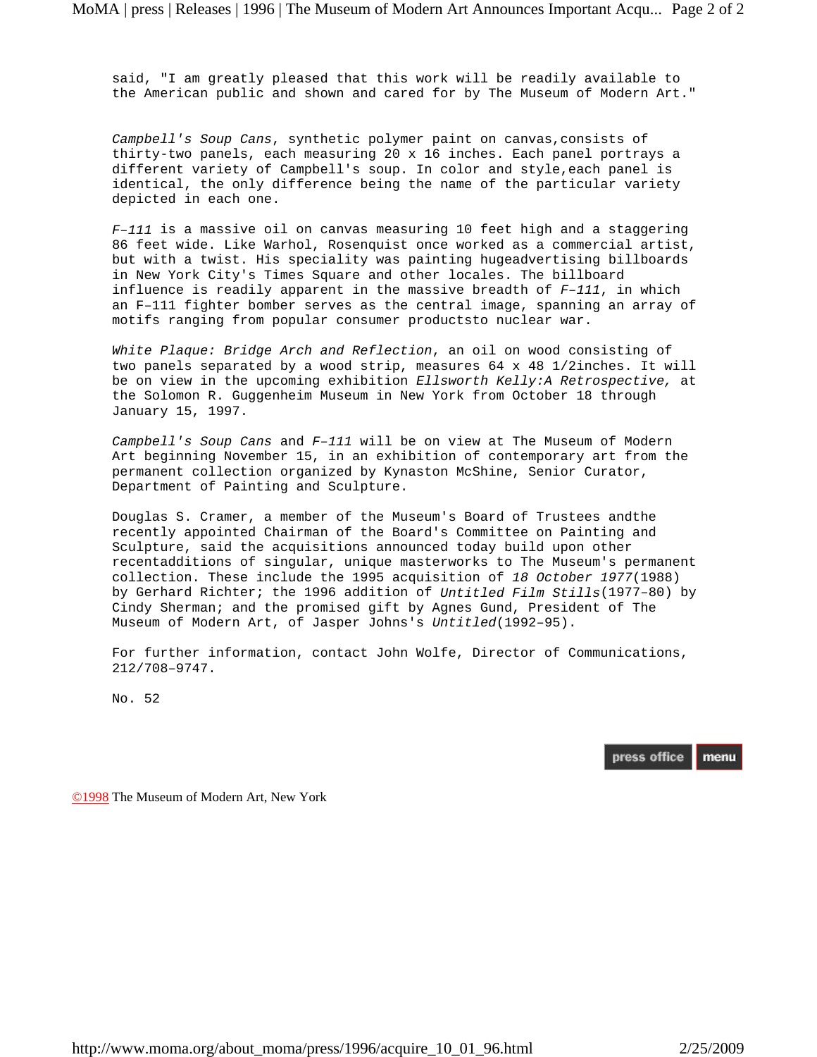said, "I am greatly pleased that this work will be readily available to the American public and shown and cared for by The Museum of Modern Art."

*Campbell's Soup Cans*, synthetic polymer paint on canvas,consists of thirty-two panels, each measuring 20 x 16 inches. Each panel portrays a different variety of Campbell's soup. In color and style,each panel is identical, the only difference being the name of the particular variety depicted in each one.

*F-111* is a massive oil on canvas measuring 10 feet high and a staggering 86 feet wide. Like Warhol, Rosenquist once worked as a commercial artist, but with a twist. His speciality was painting hugeadvertising billboards in New York City's Times Square and other locales. The billboard influence is readily apparent in the massive breadth of *F-111*, in which an F-111 fighter bomber serves as the central image, spanning an array of motifs ranging from popular consumer productsto nuclear war.

*White Plaque: Bridge Arch and Reflection*, an oil on wood consisting of two panels separated by a wood strip, measures 64 x 48 1/2inches. It will be on view in the upcoming exhibition *Ellsworth Kelly:A Retrospective,* at the Solomon R. Guggenheim Museum in New York from October 18 through January 15, 1997.

*Campbell's Soup Cans* and *F-111* will be on view at The Museum of Modern Art beginning November 15, in an exhibition of contemporary art from the permanent collection organized by Kynaston McShine, Senior Curator, Department of Painting and Sculpture.

Douglas S. Cramer, a member of the Museum's Board of Trustees andthe recently appointed Chairman of the Board's Committee on Painting and Sculpture, said the acquisitions announced today build upon other recentadditions of singular, unique masterworks to The Museum's permanent collection. These include the 1995 acquisition of *18 October 1977*(1988) by Gerhard Richter; the 1996 addition of *Untitled Film Stills*(1977-80) by Cindy Sherman; and the promised gift by Agnes Gund, President of The Museum of Modern Art, of Jasper Johns's *Untitled*(1992-95).

For further information, contact John Wolfe, Director of Communications, 212/708-9747.

No. 52

press office | menu

©1998 The Museum of Modern Art, New York